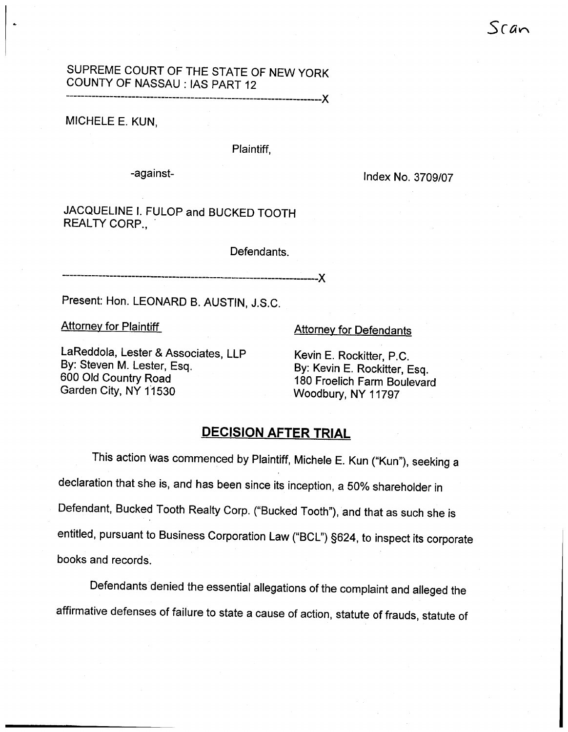Scan

SUPREME COURT OF THE STATE OF NEW YORK
COUNTY OF NASSAU : IAS PART 12

---------------------------------------------------------------------X

MICHELE E. KUN,

Plaintiff,

-against-

Index No. 3709/07

JACQUELINE I. FULOP and BUCKED TOOTH REALTY CORP.,

Defendants.

---------------------------------------------------------------------X

Present: Hon. LEONARD B. AUSTIN, J.S.C.

| Attorney for Plaintiff | Attorney for Defendants |
|---|---|
| LaReddola, Lester & Associates, LLP<br>By: Steven M. Lester, Esq.<br>600 Old Country Road<br>Garden City, NY 11530 | Kevin E. Rockitter, P.C.<br>By: Kevin E. Rockitter, Esq.<br>180 Froelich Farm Boulevard<br>Woodbury, NY 11797 |

## DECISION AFTER TRIAL

This action was commenced by Plaintiff, Michele E. Kun ("Kun"), seeking a declaration that she is, and has been since its inception, a 50% shareholder in Defendant, Bucked Tooth Realty Corp. ("Bucked Tooth"), and that as such she is entitled, pursuant to Business Corporation Law ("BCL") §624, to inspect its corporate books and records.

Defendants denied the essential allegations of the complaint and alleged the affirmative defenses of failure to state a cause of action, statute of frauds, statute of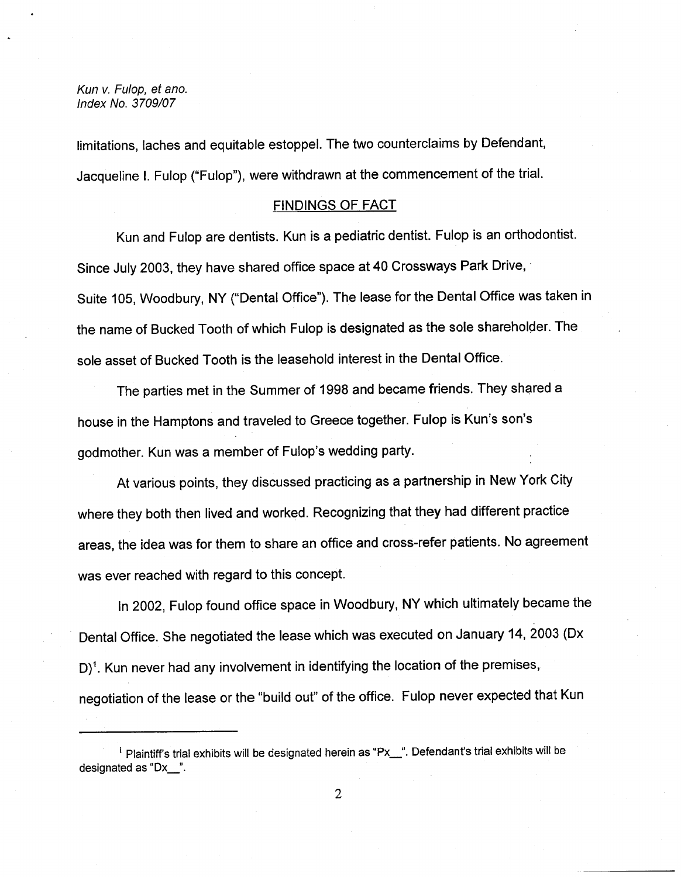limitations, laches and equitable estoppel. The two counterclaims by Defendant, Jacqueline I. Fulop ("Fulop"), were withdrawn at the commencement of the trial.

## FINDINGS OF FACT

Kun and Fulop are dentists. Kun is a pediatric dentist. Fulop is an orthodontist. Since July 2003, they have shared office space at 40 Crossways Park Drive, Suite 105, Woodbury, NY ("Dental Office"). The lease for the Dental Office was taken in the name of Bucked Tooth of which Fulop is designated as the sole shareholder. The sole asset of Bucked Tooth is the leasehold interest in the Dental Office.

The parties met in the Summer of 1998 and became friends. They shared a house in the Hamptons and traveled to Greece together. Fulop is Kun's son's godmother. Kun was a member of Fulop's wedding party.

At various points, they discussed practicing as a partnership in New York City where they both then lived and worked. Recognizing that they had different practice areas, the idea was for them to share an office and cross-refer patients. No agreement was ever reached with regard to this concept.

In 2002, Fulop found office space in Woodbury, NY which ultimately became the Dental Office. She negotiated the lease which was executed on January 14, 2003 (Dx D)[1]. Kun never had any involvement in identifying the location of the premises, negotiation of the lease or the "build out" of the office. Fulop never expected that Kun

[1] Plaintiff's trial exhibits will be designated herein as "Px__". Defendant's trial exhibits will be designated as "Dx__".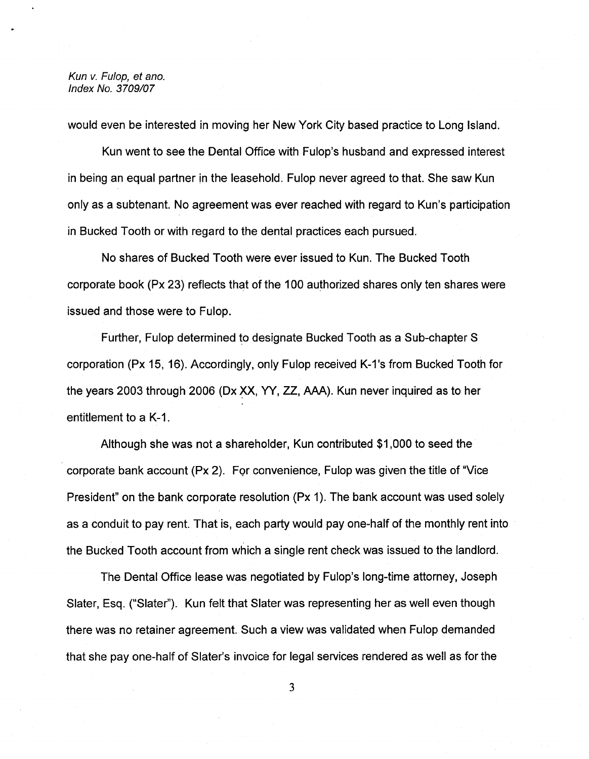would even be interested in moving her New York City based practice to Long Island.

Kun went to see the Dental Office with Fulop's husband and expressed interest in being an equal partner in the leasehold. Fulop never agreed to that. She saw Kun only as a subtenant. No agreement was ever reached with regard to Kun's participation in Bucked Tooth or with regard to the dental practices each pursued.

No shares of Bucked Tooth were ever issued to Kun. The Bucked Tooth corporate book (Px 23) reflects that of the 100 authorized shares only ten shares were issued and those were to Fulop.

Further, Fulop determined to designate Bucked Tooth as a Sub-chapter S corporation (Px 15, 16). Accordingly, only Fulop received K-1's from Bucked Tooth for the years 2003 through 2006 (Dx XX, YY, ZZ, AAA). Kun never inquired as to her entitlement to a K-1.

Although she was not a shareholder, Kun contributed $1,000 to seed the corporate bank account (Px 2). For convenience, Fulop was given the title of "Vice President" on the bank corporate resolution (Px 1). The bank account was used solely as a conduit to pay rent. That is, each party would pay one-half of the monthly rent into the Bucked Tooth account from which a single rent check was issued to the landlord.

The Dental Office lease was negotiated by Fulop's long-time attorney, Joseph Slater, Esq. ("Slater"). Kun felt that Slater was representing her as well even though there was no retainer agreement. Such a view was validated when Fulop demanded that she pay one-half of Slater's invoice for legal services rendered as well as for the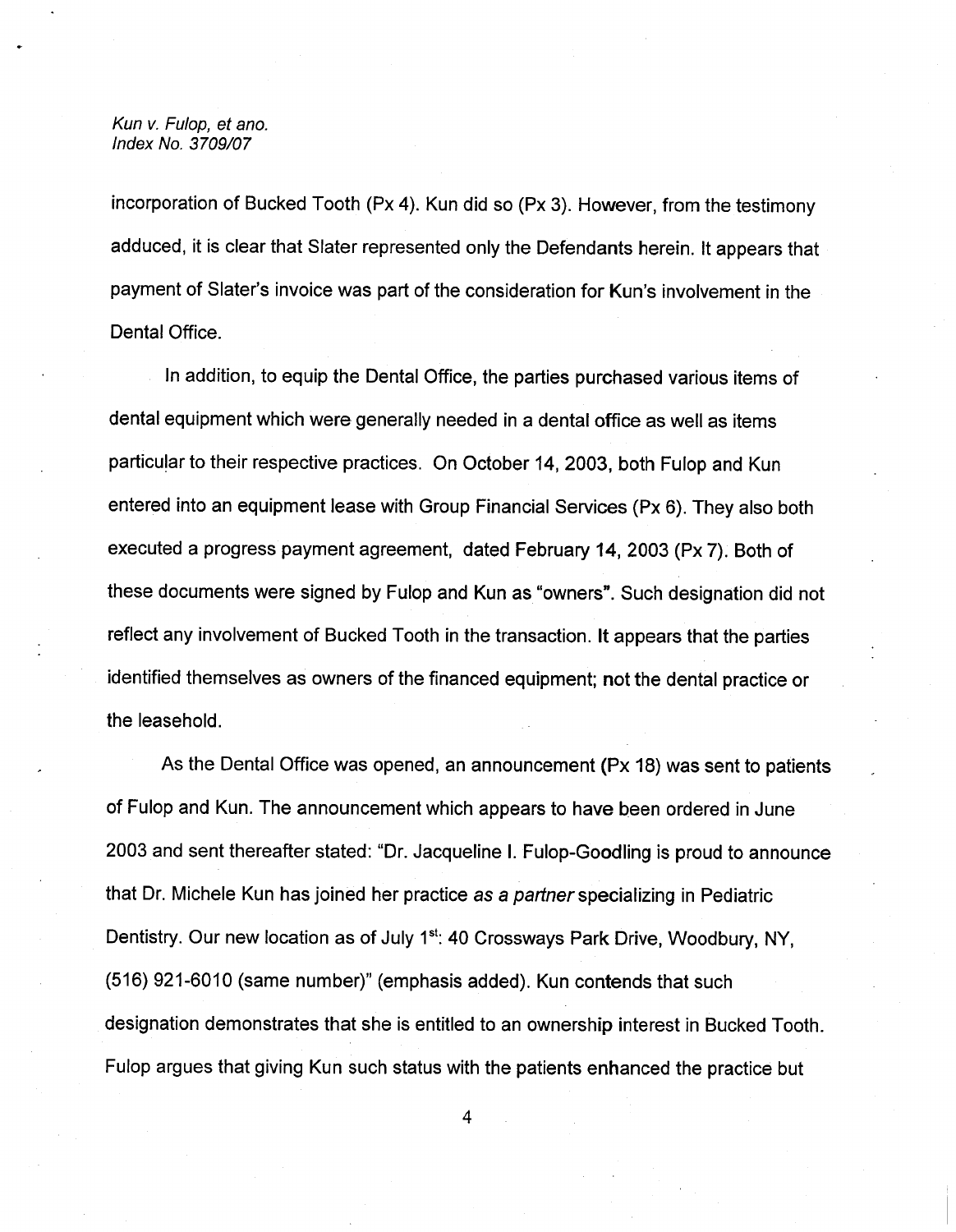incorporation of Bucked Tooth (Px 4). Kun did so (Px 3). However, from the testimony adduced, it is clear that Slater represented only the Defendants herein. It appears that payment of Slater's invoice was part of the consideration for Kun's involvement in the Dental Office.

In addition, to equip the Dental Office, the parties purchased various items of dental equipment which were generally needed in a dental office as well as items particular to their respective practices. On October 14, 2003, both Fulop and Kun entered into an equipment lease with Group Financial Services (Px 6). They also both executed a progress payment agreement, dated February 14, 2003 (Px 7). Both of these documents were signed by Fulop and Kun as "owners". Such designation did not reflect any involvement of Bucked Tooth in the transaction. It appears that the parties identified themselves as owners of the financed equipment; not the dental practice or the leasehold.

As the Dental Office was opened, an announcement (Px 18) was sent to patients of Fulop and Kun. The announcement which appears to have been ordered in June 2003 and sent thereafter stated: "Dr. Jacqueline I. Fulop-Goodling is proud to announce that Dr. Michele Kun has joined her practice *as a partner* specializing in Pediatric Dentistry. Our new location as of July 1st: 40 Crossways Park Drive, Woodbury, NY, (516) 921-6010 (same number)" (emphasis added). Kun contends that such designation demonstrates that she is entitled to an ownership interest in Bucked Tooth. Fulop argues that giving Kun such status with the patients enhanced the practice but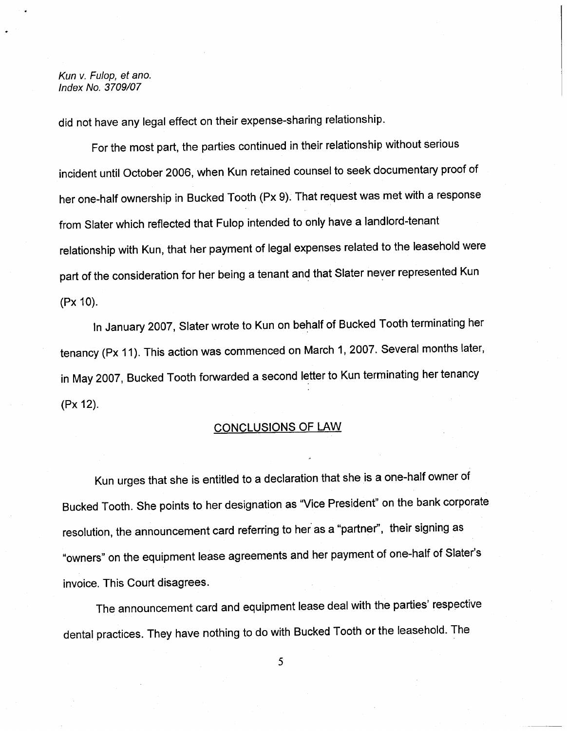did not have any legal effect on their expense-sharing relationship.

For the most part, the parties continued in their relationship without serious incident until October 2006, when Kun retained counsel to seek documentary proof of her one-half ownership in Bucked Tooth (Px 9). That request was met with a response from Slater which reflected that Fulop intended to only have a landlord-tenant relationship with Kun, that her payment of legal expenses related to the leasehold were part of the consideration for her being a tenant and that Slater never represented Kun (Px 10).

In January 2007, Slater wrote to Kun on behalf of Bucked Tooth terminating her tenancy (Px 11). This action was commenced on March 1, 2007. Several months later, in May 2007, Bucked Tooth forwarded a second letter to Kun terminating her tenancy (Px 12).

## CONCLUSIONS OF LAW

Kun urges that she is entitled to a declaration that she is a one-half owner of Bucked Tooth. She points to her designation as "Vice President" on the bank corporate resolution, the announcement card referring to her as a "partner", their signing as "owners" on the equipment lease agreements and her payment of one-half of Slater's invoice. This Court disagrees.

The announcement card and equipment lease deal with the parties' respective dental practices. They have nothing to do with Bucked Tooth or the leasehold. The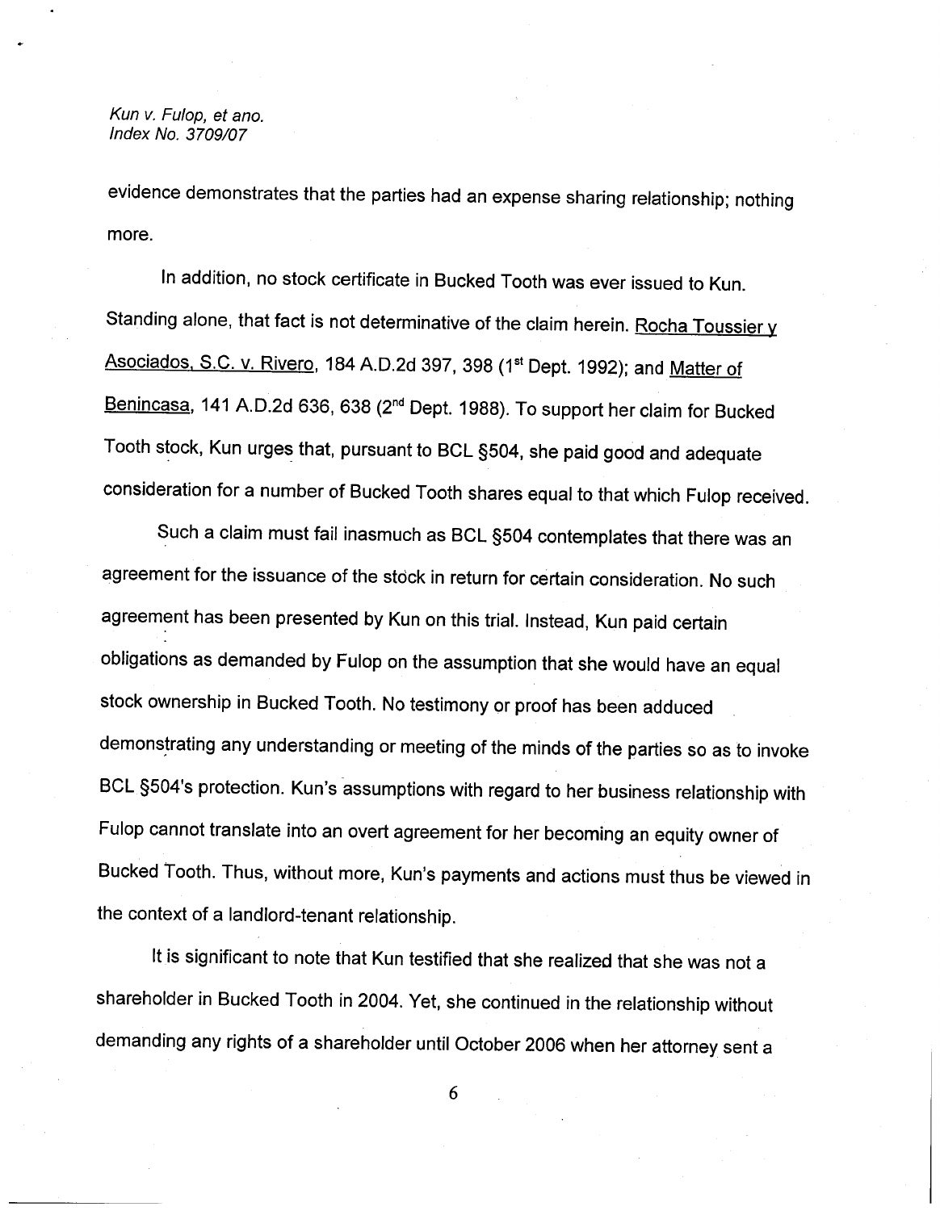evidence demonstrates that the parties had an expense sharing relationship; nothing more.

In addition, no stock certificate in Bucked Tooth was ever issued to Kun. Standing alone, that fact is not determinative of the claim herein. Rocha Toussier y Asociados, S.C. v. Rivero, 184 A.D.2d 397, 398 (1st Dept. 1992); and Matter of Benincasa, 141 A.D.2d 636, 638 (2nd Dept. 1988). To support her claim for Bucked Tooth stock, Kun urges that, pursuant to BCL §504, she paid good and adequate consideration for a number of Bucked Tooth shares equal to that which Fulop received.

Such a claim must fail inasmuch as BCL §504 contemplates that there was an agreement for the issuance of the stock in return for certain consideration. No such agreement has been presented by Kun on this trial. Instead, Kun paid certain obligations as demanded by Fulop on the assumption that she would have an equal stock ownership in Bucked Tooth. No testimony or proof has been adduced demonstrating any understanding or meeting of the minds of the parties so as to invoke BCL §504's protection. Kun's assumptions with regard to her business relationship with Fulop cannot translate into an overt agreement for her becoming an equity owner of Bucked Tooth. Thus, without more, Kun's payments and actions must thus be viewed in the context of a landlord-tenant relationship.

It is significant to note that Kun testified that she realized that she was not a shareholder in Bucked Tooth in 2004. Yet, she continued in the relationship without demanding any rights of a shareholder until October 2006 when her attorney sent a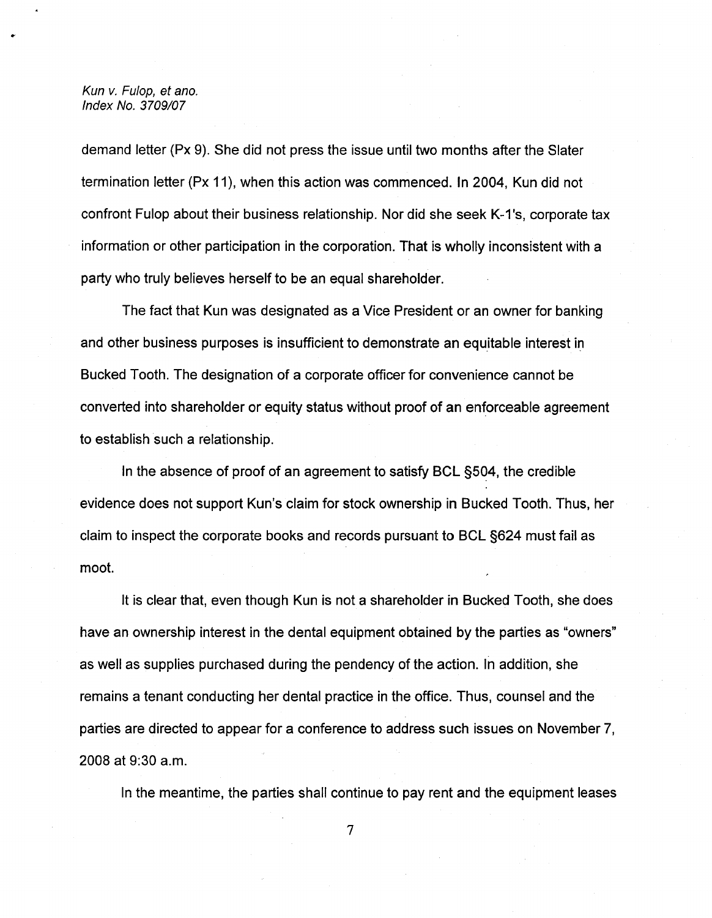demand letter (Px 9). She did not press the issue until two months after the Slater termination letter (Px 11), when this action was commenced. In 2004, Kun did not confront Fulop about their business relationship. Nor did she seek K-1's, corporate tax information or other participation in the corporation. That is wholly inconsistent with a party who truly believes herself to be an equal shareholder.

The fact that Kun was designated as a Vice President or an owner for banking and other business purposes is insufficient to demonstrate an equitable interest in Bucked Tooth. The designation of a corporate officer for convenience cannot be converted into shareholder or equity status without proof of an enforceable agreement to establish such a relationship.

In the absence of proof of an agreement to satisfy BCL §504, the credible evidence does not support Kun's claim for stock ownership in Bucked Tooth. Thus, her claim to inspect the corporate books and records pursuant to BCL §624 must fail as moot.

It is clear that, even though Kun is not a shareholder in Bucked Tooth, she does have an ownership interest in the dental equipment obtained by the parties as "owners" as well as supplies purchased during the pendency of the action. In addition, she remains a tenant conducting her dental practice in the office. Thus, counsel and the parties are directed to appear for a conference to address such issues on November 7, 2008 at 9:30 a.m.

In the meantime, the parties shall continue to pay rent and the equipment leases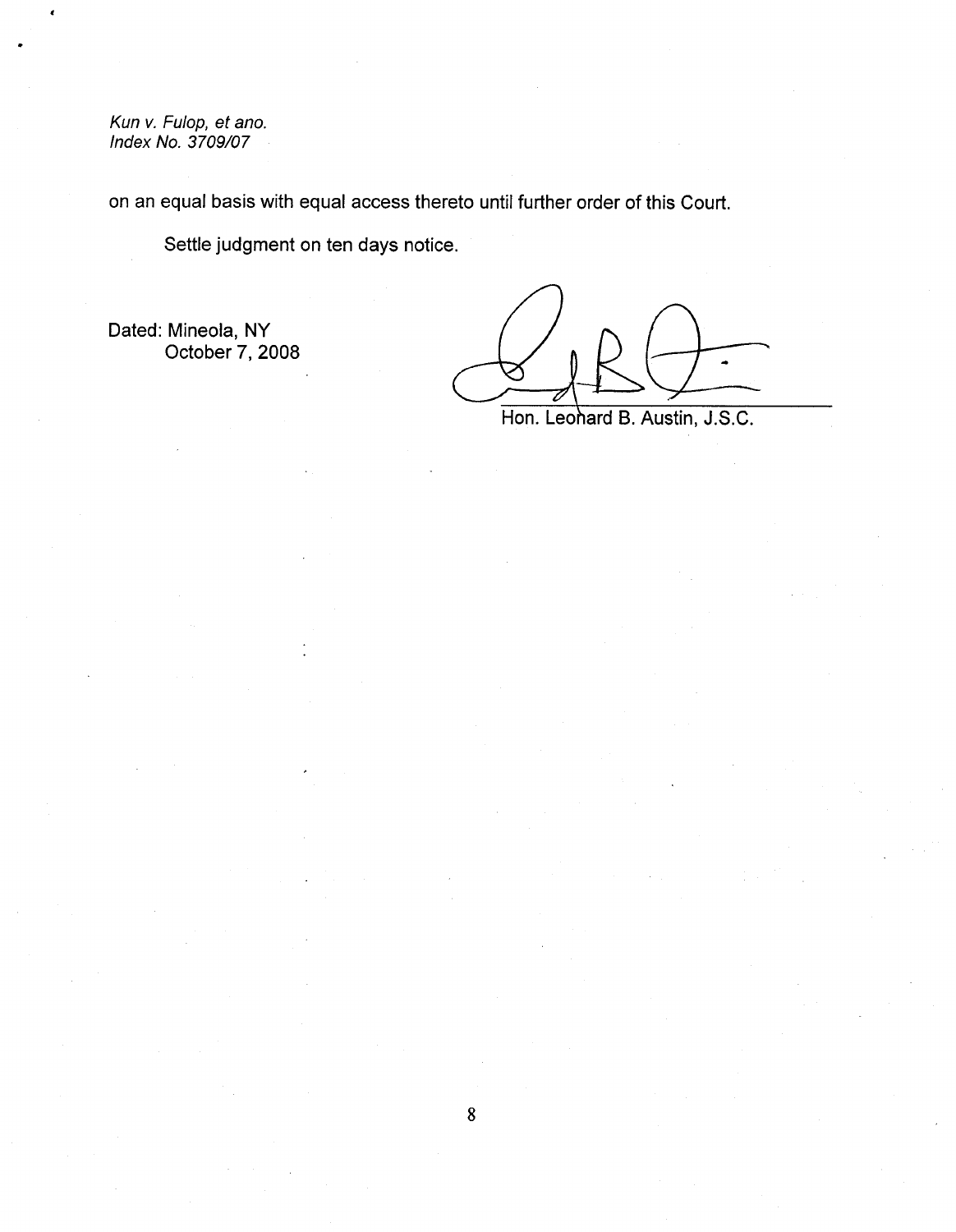*Kun v. Fulop, et ano.*
*Index No. 3709/07*

on an equal basis with equal access thereto until further order of this Court.

Settle judgment on ten days notice.

Dated: Mineola, NY
October 7, 2008

Hon. Leonard B. Austin, J.S.C.